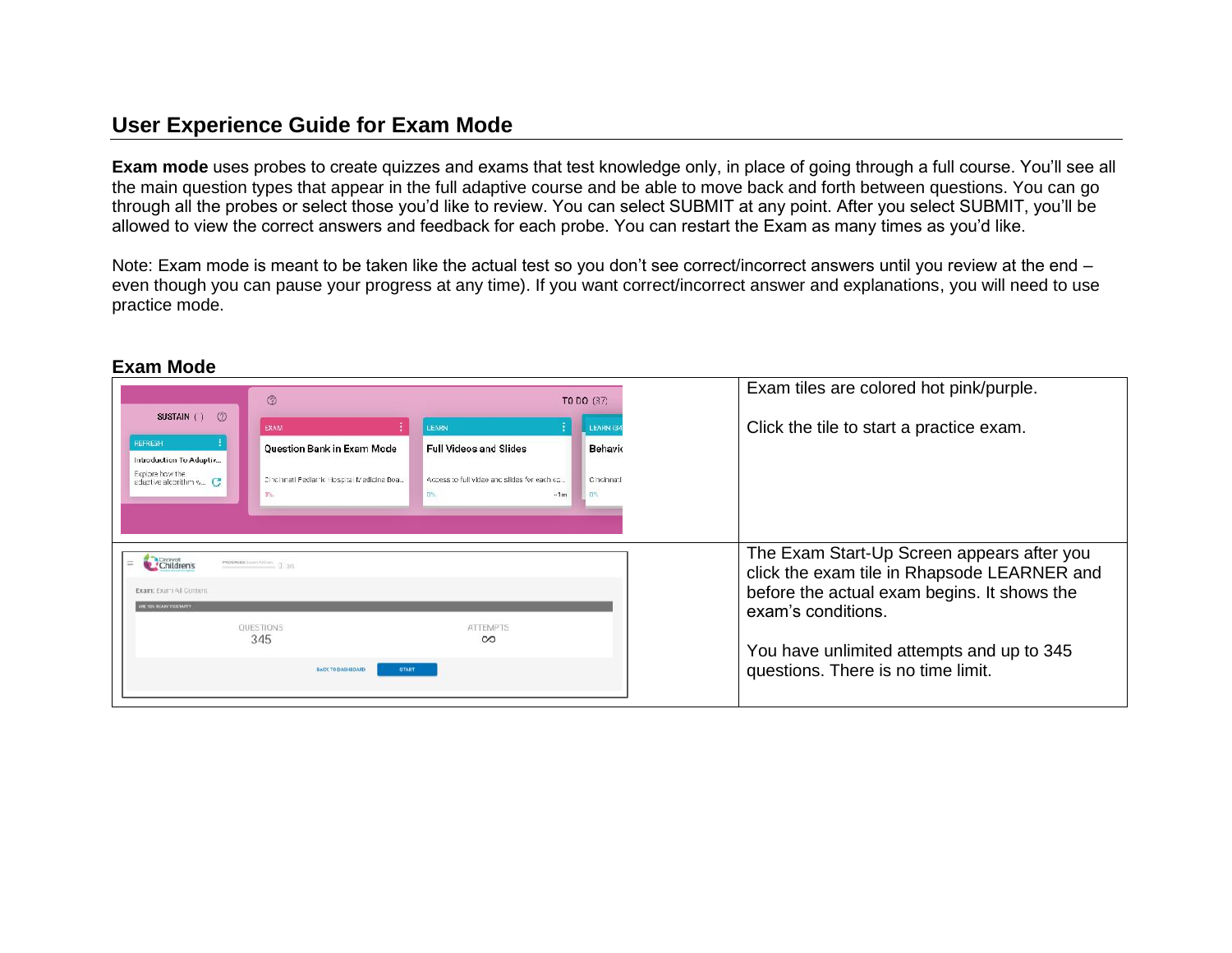## User Experience Guide for Exam Mode

**Exam mode** uses probes to create quizzes and exams that test knowledge only, in place of going through a full course. You'll see all the main question types that appear in the full adaptive course and be able to move back and forth between questions. You can go through all the probes or select those you'd like to review. You can select SUBMIT at any point. After you select SUBMIT, you'll be allowed to view the correct answers and feedback for each probe. You can restart the Exam as many times as you'd like.

Note: Exam mode is meant to be taken like the actual test so you don't see correct/incorrect answers until you review at the end – even though you can pause your progress at any time). If you want correct/incorrect answer and explanations, you will need to use practice mode.

### Exam Mode

| | |
|---|---|
| | Exam tiles are colored hot pink/purple.<br><br>Click the tile to start a practice exam. |
| | The Exam Start-Up Screen appears after you click the exam tile in Rhapsode LEARNER and before the actual exam begins. It shows the exam's conditions.<br><br>You have unlimited attempts and up to 345 questions. There is no time limit. |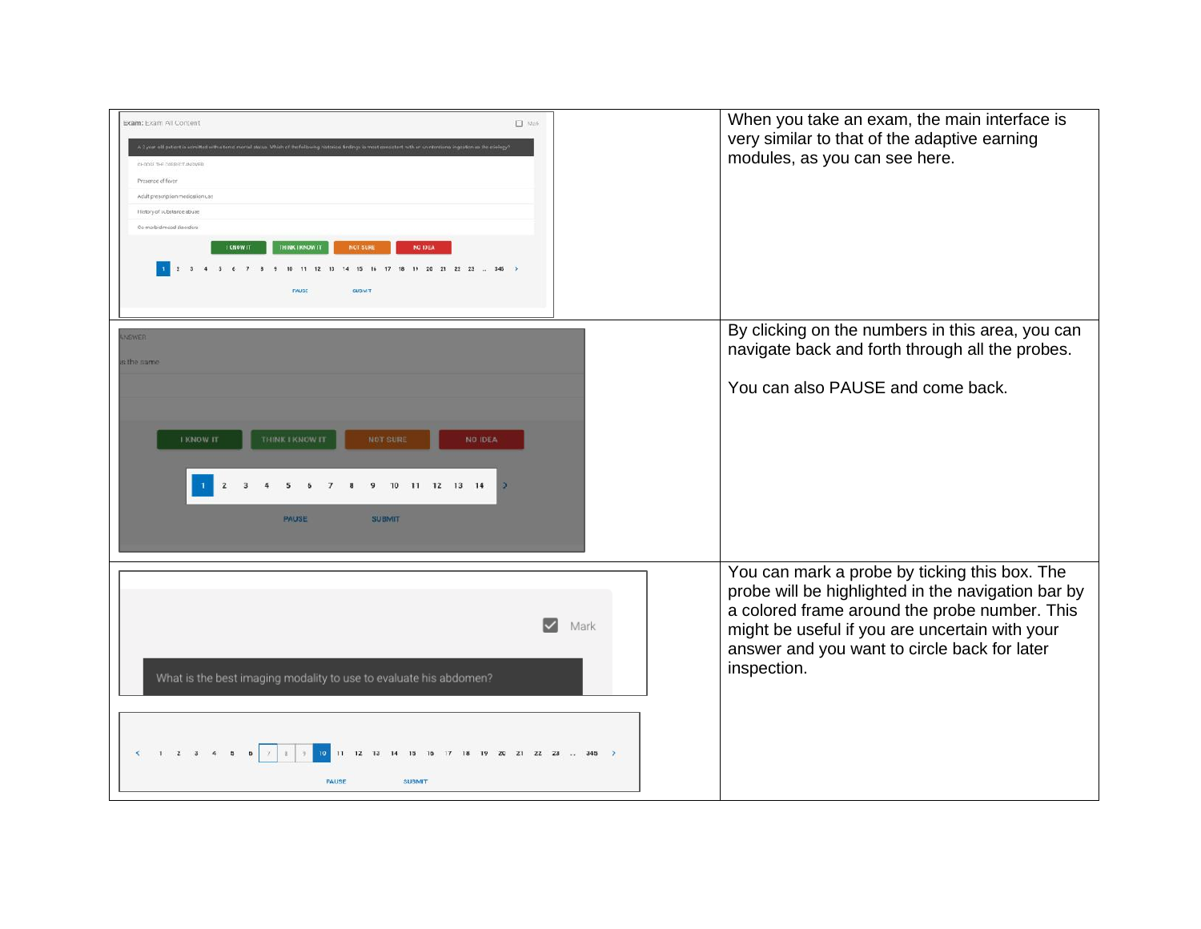| | |
|---|---|
| | When you take an exam, the main interface is very similar to that of the adaptive earning modules, as you can see here. |
| | By clicking on the numbers in this area, you can navigate back and forth through all the probes.<br><br>You can also PAUSE and come back. |
| | You can mark a probe by ticking this box. The probe will be highlighted in the navigation bar by a colored frame around the probe number. This might be useful if you are uncertain with your answer and you want to circle back for later inspection. |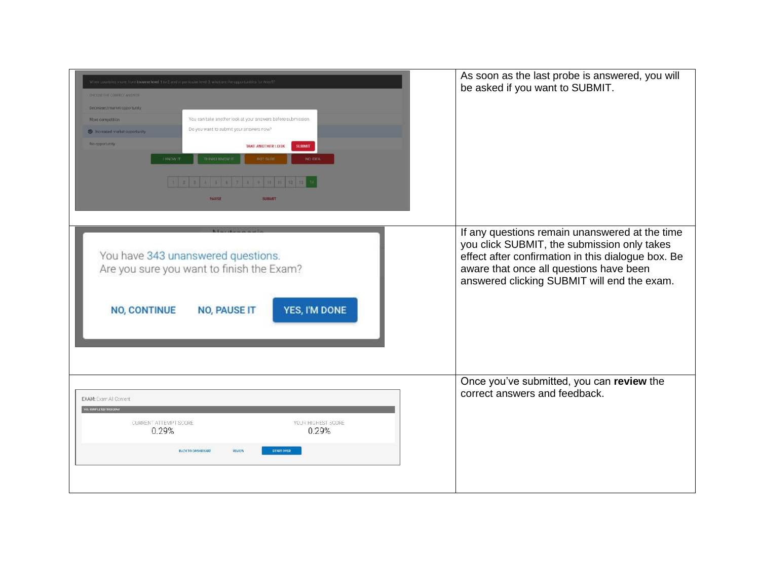| | |
|---|---|
| | As soon as the last probe is answered, you will be asked if you want to SUBMIT. |
| | If any questions remain unanswered at the time you click SUBMIT, the submission only takes effect after confirmation in this dialogue box. Be aware that once all questions have been answered clicking SUBMIT will end the exam. |
| | Once you've submitted, you can **review** the correct answers and feedback. |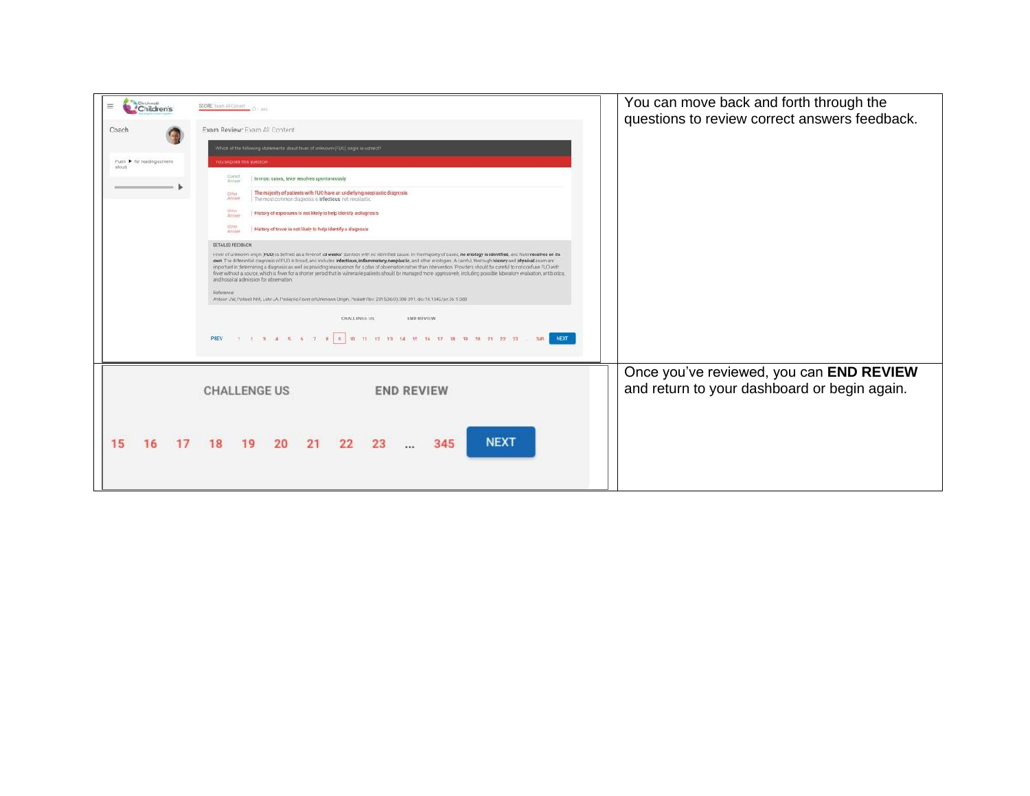| | |
|---|---|
| | You can move back and forth through the questions to review correct answers feedback. |
| | Once you've reviewed, you can **END REVIEW** and return to your dashboard or begin again. |